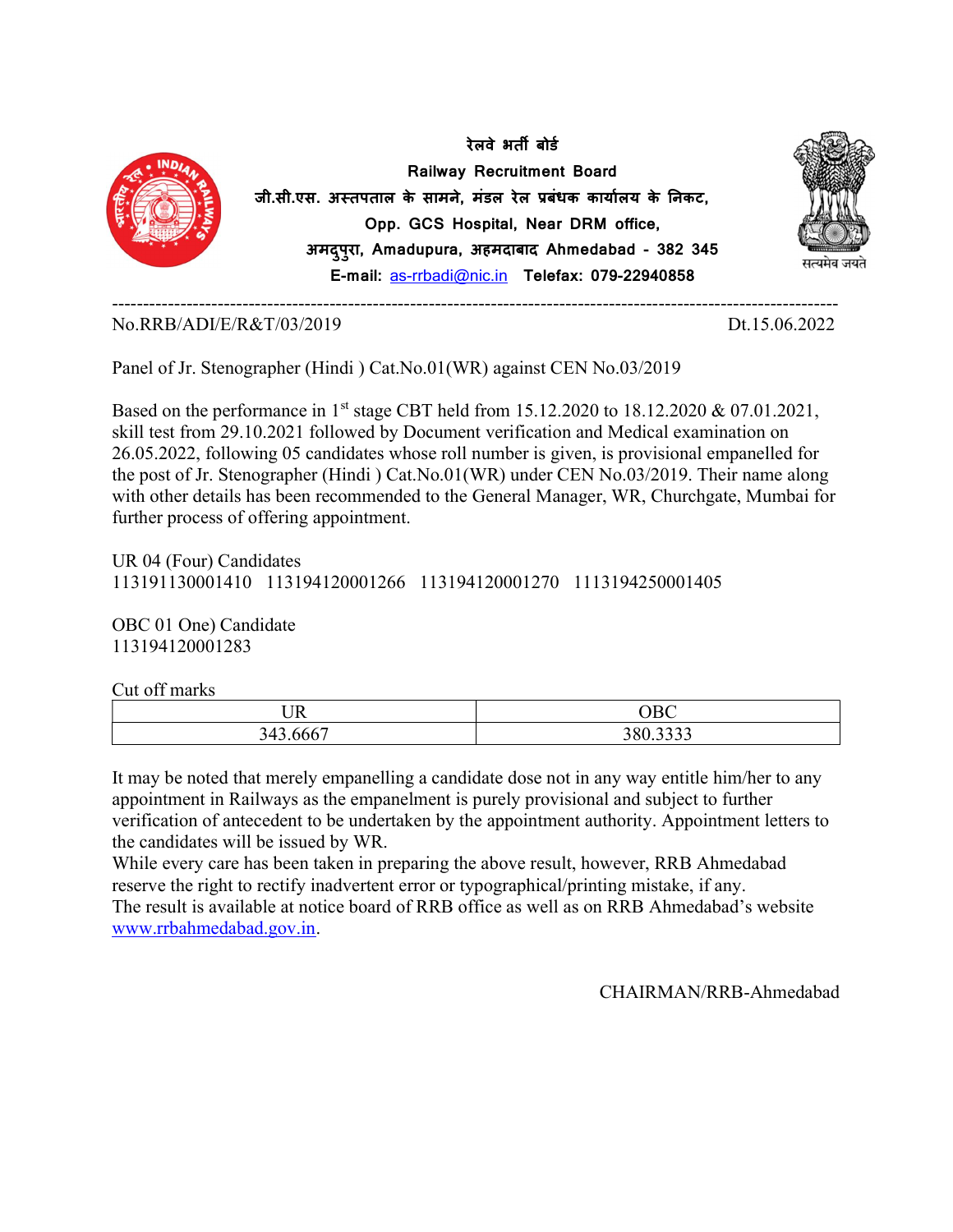**रेलवे भर्ती बोर्ड**

**Railway Recruitment Board**

**जी.सी.एस. अस्तपताल के सामने, मंडल रेल प्रबंधक कार्यालय के निकट,**

**Opp. GCS Hospital, Near DRM office,**

**अमदुपुरा, Amadupura, अहमदाबाद Ahmedabad - 382 345**

**E-mail: as-rrbadi@nic.in Telefax: 079-22940858**

सत्यमेव जयते

---

No.RRB/ADI/E/R&T/03/2019 Dt.15.06.2022

Panel of Jr. Stenographer (Hindi ) Cat.No.01(WR) against CEN No.03/2019

Based on the performance in 1st stage CBT held from 15.12.2020 to 18.12.2020 & 07.01.2021, skill test from 29.10.2021 followed by Document verification and Medical examination on 26.05.2022, following 05 candidates whose roll number is given, is provisional empanelled for the post of Jr. Stenographer (Hindi ) Cat.No.01(WR) under CEN No.03/2019. Their name along with other details has been recommended to the General Manager, WR, Churchgate, Mumbai for further process of offering appointment.

UR 04 (Four) Candidates
113191130001410 113194120001266 113194120001270 1113194250001405

OBC 01 One) Candidate
113194120001283

Cut off marks

| UR | OBC |
|---|---|
| 343.6667 | 380.3333 |

It may be noted that merely empanelling a candidate dose not in any way entitle him/her to any appointment in Railways as the empanelment is purely provisional and subject to further verification of antecedent to be undertaken by the appointment authority. Appointment letters to the candidates will be issued by WR.
While every care has been taken in preparing the above result, however, RRB Ahmedabad reserve the right to rectify inadvertent error or typographical/printing mistake, if any.
The result is available at notice board of RRB office as well as on RRB Ahmedabad's website www.rrbahmedabad.gov.in.

CHAIRMAN/RRB-Ahmedabad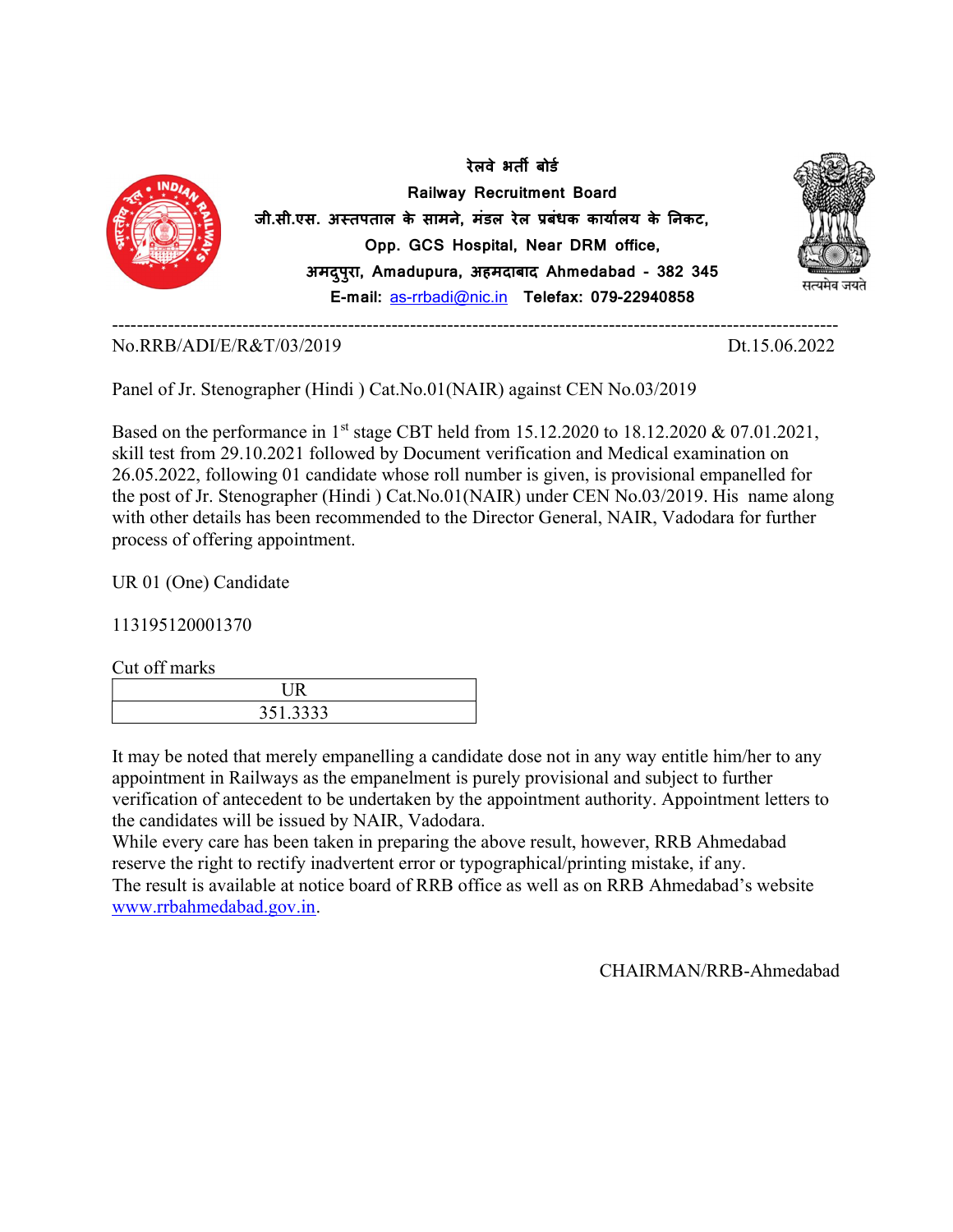रेलवे भर्ती बोर्ड

**Railway Recruitment Board**

**जी.सी.एस. अस्पताल के सामने, मंडल रेल प्रबंधक कार्यालय के निकट,**

**Opp. GCS Hospital, Near DRM office,**

**अमदुपुरा, Amadupura, अहमदाबाद Ahmedabad - 382 345**

**E-mail: as-rrbadi@nic.in Telefax: 079-22940858**

सत्यमेव जयते

---

No.RRB/ADI/E/R&T/03/2019 Dt.15.06.2022

Panel of Jr. Stenographer (Hindi ) Cat.No.01(NAIR) against CEN No.03/2019

Based on the performance in 1st stage CBT held from 15.12.2020 to 18.12.2020 & 07.01.2021, skill test from 29.10.2021 followed by Document verification and Medical examination on 26.05.2022, following 01 candidate whose roll number is given, is provisional empanelled for the post of Jr. Stenographer (Hindi ) Cat.No.01(NAIR) under CEN No.03/2019. His name along with other details has been recommended to the Director General, NAIR, Vadodara for further process of offering appointment.

UR 01 (One) Candidate

113195120001370

Cut off marks

| UR |
|---|
| 351.3333 |

It may be noted that merely empanelling a candidate dose not in any way entitle him/her to any appointment in Railways as the empanelment is purely provisional and subject to further verification of antecedent to be undertaken by the appointment authority. Appointment letters to the candidates will be issued by NAIR, Vadodara.

While every care has been taken in preparing the above result, however, RRB Ahmedabad reserve the right to rectify inadvertent error or typographical/printing mistake, if any.

The result is available at notice board of RRB office as well as on RRB Ahmedabad's website www.rrbahmedabad.gov.in.

CHAIRMAN/RRB-Ahmedabad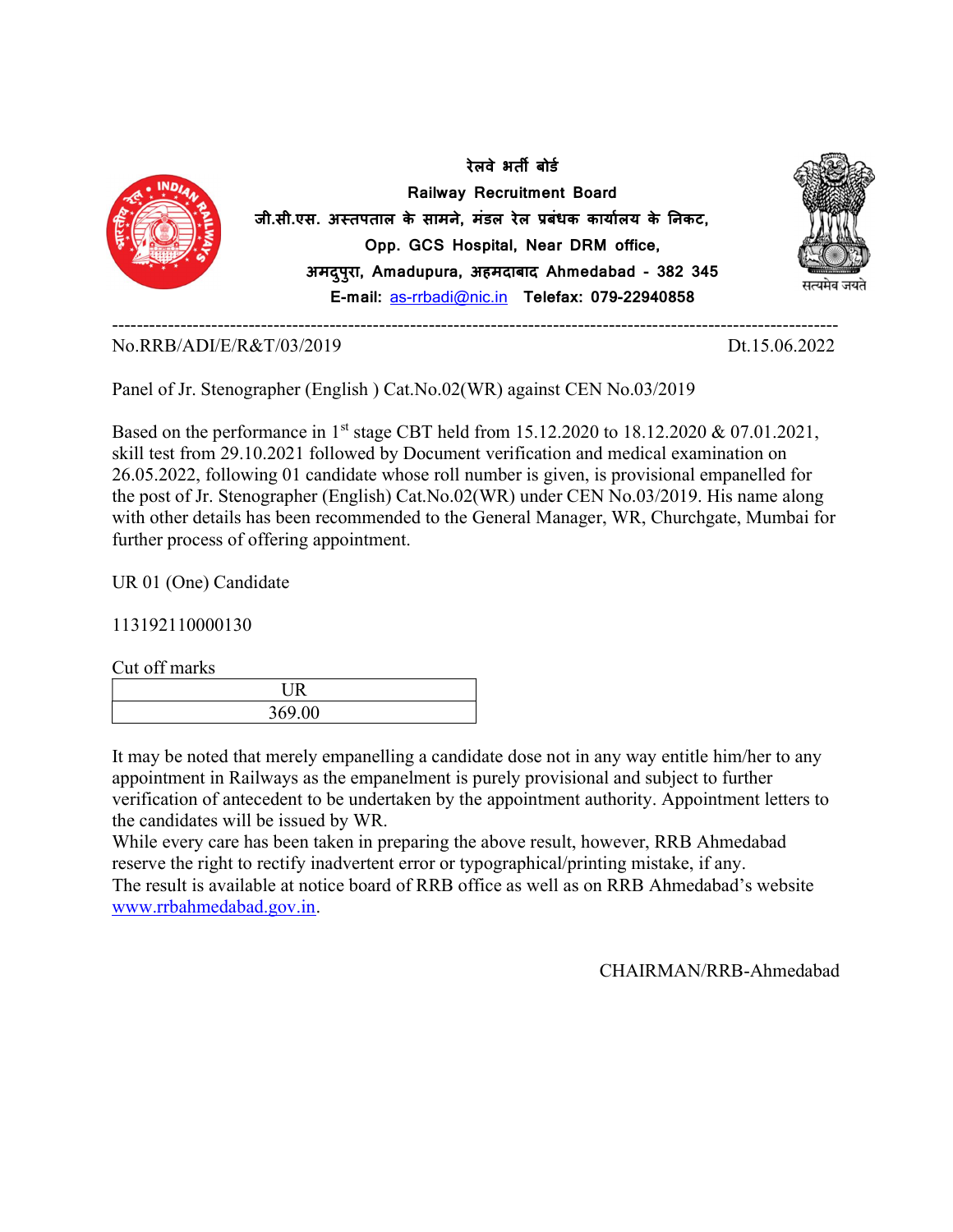**रेलवे भर्ती बोर्ड**

**Railway Recruitment Board**

**जी.सी.एस. अस्तपताल के सामने, मंडल रेल प्रबंधक कार्यालय के निकट,**

**Opp. GCS Hospital, Near DRM office,**

**अमदुपुरा, Amadupura, अहमदाबाद Ahmedabad - 382 345**

**E-mail: as-rrbadi@nic.in Telefax: 079-22940858**

सत्यमेव जयते

---

No.RRB/ADI/E/R&T/03/2019 Dt.15.06.2022

Panel of Jr. Stenographer (English ) Cat.No.02(WR) against CEN No.03/2019

Based on the performance in 1st stage CBT held from 15.12.2020 to 18.12.2020 & 07.01.2021, skill test from 29.10.2021 followed by Document verification and medical examination on 26.05.2022, following 01 candidate whose roll number is given, is provisional empanelled for the post of Jr. Stenographer (English) Cat.No.02(WR) under CEN No.03/2019. His name along with other details has been recommended to the General Manager, WR, Churchgate, Mumbai for further process of offering appointment.

UR 01 (One) Candidate

113192110000130

Cut off marks

| UR |
|---|
| 369.00 |

It may be noted that merely empanelling a candidate dose not in any way entitle him/her to any appointment in Railways as the empanelment is purely provisional and subject to further verification of antecedent to be undertaken by the appointment authority. Appointment letters to the candidates will be issued by WR.

While every care has been taken in preparing the above result, however, RRB Ahmedabad reserve the right to rectify inadvertent error or typographical/printing mistake, if any.

The result is available at notice board of RRB office as well as on RRB Ahmedabad's website www.rrbahmedabad.gov.in.

CHAIRMAN/RRB-Ahmedabad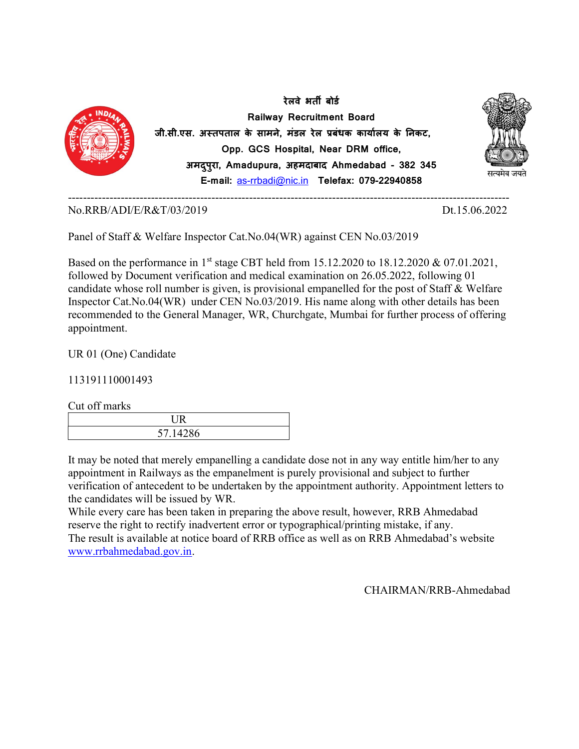**रेलवे भर्ती बोर्ड**

**Railway Recruitment Board**

**जी.सी.एस. अस्तपताल के सामने, मंडल रेल प्रबंधक कार्यालय के निकट,**

**Opp. GCS Hospital, Near DRM office,**

**अमदुपुरा, Amadupura, अहमदाबाद Ahmedabad - 382 345**

**E-mail: as-rrbadi@nic.in Telefax: 079-22940858**

---

No.RRB/ADI/E/R&T/03/2019 Dt.15.06.2022

Panel of Staff & Welfare Inspector Cat.No.04(WR) against CEN No.03/2019

Based on the performance in 1st stage CBT held from 15.12.2020 to 18.12.2020 & 07.01.2021, followed by Document verification and medical examination on 26.05.2022, following 01 candidate whose roll number is given, is provisional empanelled for the post of Staff & Welfare Inspector Cat.No.04(WR) under CEN No.03/2019. His name along with other details has been recommended to the General Manager, WR, Churchgate, Mumbai for further process of offering appointment.

UR 01 (One) Candidate

113191110001493

Cut off marks

| UR |
| --- |
| 57.14286 |

It may be noted that merely empanelling a candidate dose not in any way entitle him/her to any appointment in Railways as the empanelment is purely provisional and subject to further verification of antecedent to be undertaken by the appointment authority. Appointment letters to the candidates will be issued by WR.

While every care has been taken in preparing the above result, however, RRB Ahmedabad reserve the right to rectify inadvertent error or typographical/printing mistake, if any.

The result is available at notice board of RRB office as well as on RRB Ahmedabad's website www.rrbahmedabad.gov.in.

CHAIRMAN/RRB-Ahmedabad